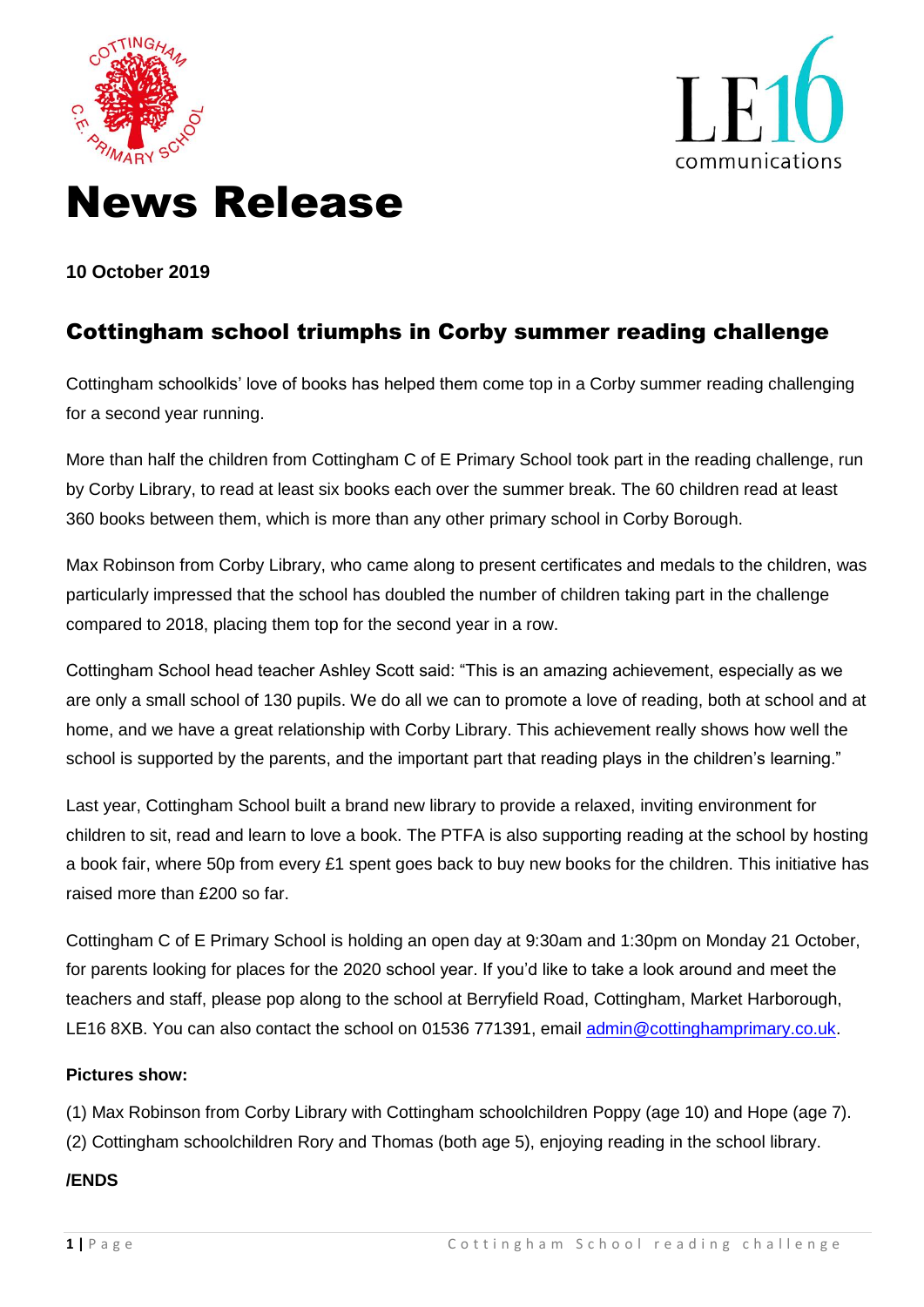# News Release

**10 October 2019**

## Cottingham school triumphs in Corby summer reading challenge

Cottingham schoolkids' love of books has helped them come top in a Corby summer reading challenging for a second year running.

More than half the children from Cottingham C of E Primary School took part in the reading challenge, run by Corby Library, to read at least six books each over the summer break. The 60 children read at least 360 books between them, which is more than any other primary school in Corby Borough.

Max Robinson from Corby Library, who came along to present certificates and medals to the children, was particularly impressed that the school has doubled the number of children taking part in the challenge compared to 2018, placing them top for the second year in a row.

Cottingham School head teacher Ashley Scott said: "This is an amazing achievement, especially as we are only a small school of 130 pupils. We do all we can to promote a love of reading, both at school and at home, and we have a great relationship with Corby Library. This achievement really shows how well the school is supported by the parents, and the important part that reading plays in the children's learning."

Last year, Cottingham School built a brand new library to provide a relaxed, inviting environment for children to sit, read and learn to love a book. The PTFA is also supporting reading at the school by hosting a book fair, where 50p from every £1 spent goes back to buy new books for the children. This initiative has raised more than £200 so far.

Cottingham C of E Primary School is holding an open day at 9:30am and 1:30pm on Monday 21 October, for parents looking for places for the 2020 school year. If you'd like to take a look around and meet the teachers and staff, please pop along to the school at Berryfield Road, Cottingham, Market Harborough, LE16 8XB. You can also contact the school on 01536 771391, email admin@cottinghamprimary.co.uk.

**Pictures show:**

(1) Max Robinson from Corby Library with Cottingham schoolchildren Poppy (age 10) and Hope (age 7).

(2) Cottingham schoolchildren Rory and Thomas (both age 5), enjoying reading in the school library.

**/ENDS**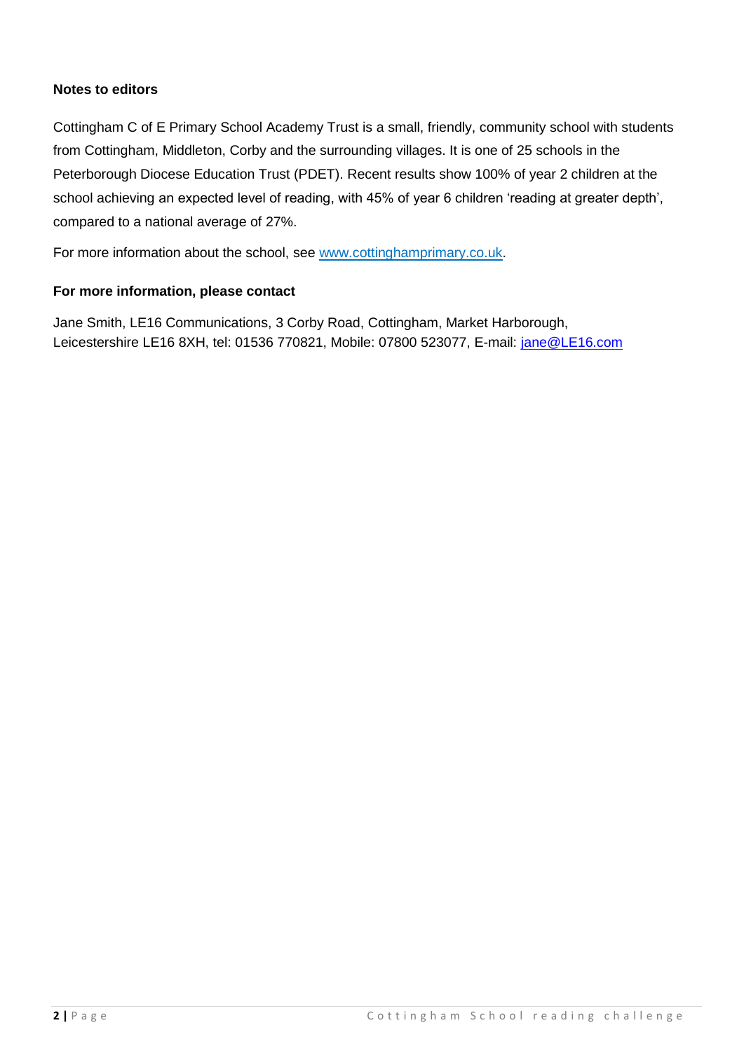**Notes to editors**

Cottingham C of E Primary School Academy Trust is a small, friendly, community school with students from Cottingham, Middleton, Corby and the surrounding villages. It is one of 25 schools in the Peterborough Diocese Education Trust (PDET). Recent results show 100% of year 2 children at the school achieving an expected level of reading, with 45% of year 6 children 'reading at greater depth', compared to a national average of 27%.

For more information about the school, see www.cottinghamprimary.co.uk.

**For more information, please contact**

Jane Smith, LE16 Communications, 3 Corby Road, Cottingham, Market Harborough, Leicestershire LE16 8XH, tel: 01536 770821, Mobile: 07800 523077, E-mail: jane@LE16.com